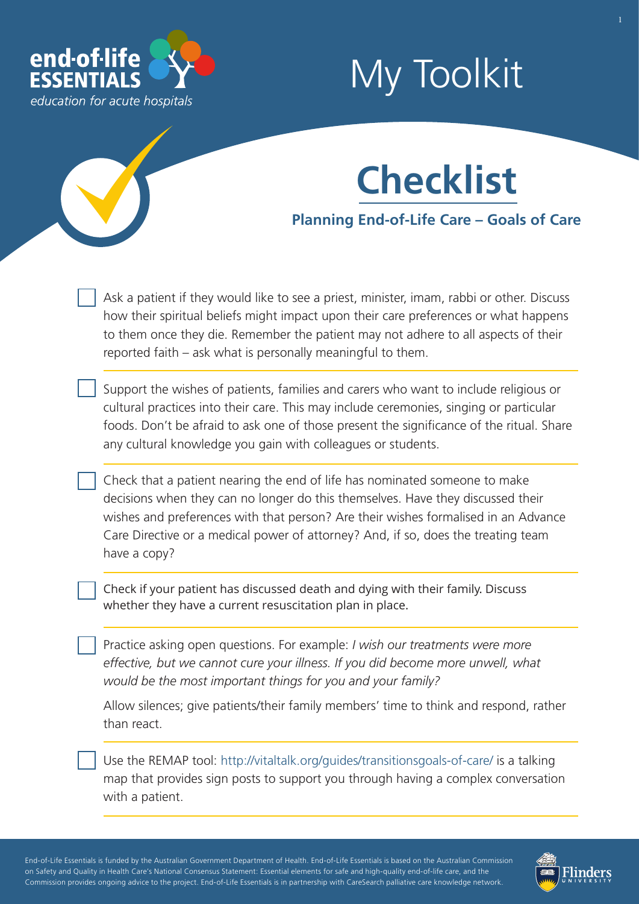end-of-life ESSENTIALS

*education for acute hospitals*

# My Toolkit

## Checklist

### Planning End-of-Life Care – Goals of Care

- [ ] Ask a patient if they would like to see a priest, minister, imam, rabbi or other. Discuss how their spiritual beliefs might impact upon their care preferences or what happens to them once they die. Remember the patient may not adhere to all aspects of their reported faith – ask what is personally meaningful to them.

- [ ] Support the wishes of patients, families and carers who want to include religious or cultural practices into their care. This may include ceremonies, singing or particular foods. Don't be afraid to ask one of those present the significance of the ritual. Share any cultural knowledge you gain with colleagues or students.

- [ ] Check that a patient nearing the end of life has nominated someone to make decisions when they can no longer do this themselves. Have they discussed their wishes and preferences with that person? Are their wishes formalised in an Advance Care Directive or a medical power of attorney? And, if so, does the treating team have a copy?

- [ ] Check if your patient has discussed death and dying with their family. Discuss whether they have a current resuscitation plan in place.

- [ ] Practice asking open questions. For example: *I wish our treatments were more effective, but we cannot cure your illness. If you did become more unwell, what would be the most important things for you and your family?*

  Allow silences; give patients/their family members' time to think and respond, rather than react.

- [ ] Use the REMAP tool: http://vitaltalk.org/guides/transitionsgoals-of-care/ is a talking map that provides sign posts to support you through having a complex conversation with a patient.

End-of-Life Essentials is funded by the Australian Government Department of Health. End-of-Life Essentials is based on the Australian Commission on Safety and Quality in Health Care's National Consensus Statement: Essential elements for safe and high-quality end-of-life care, and the Commission provides ongoing advice to the project. End-of-Life Essentials is in partnership with CareSearch palliative care knowledge network.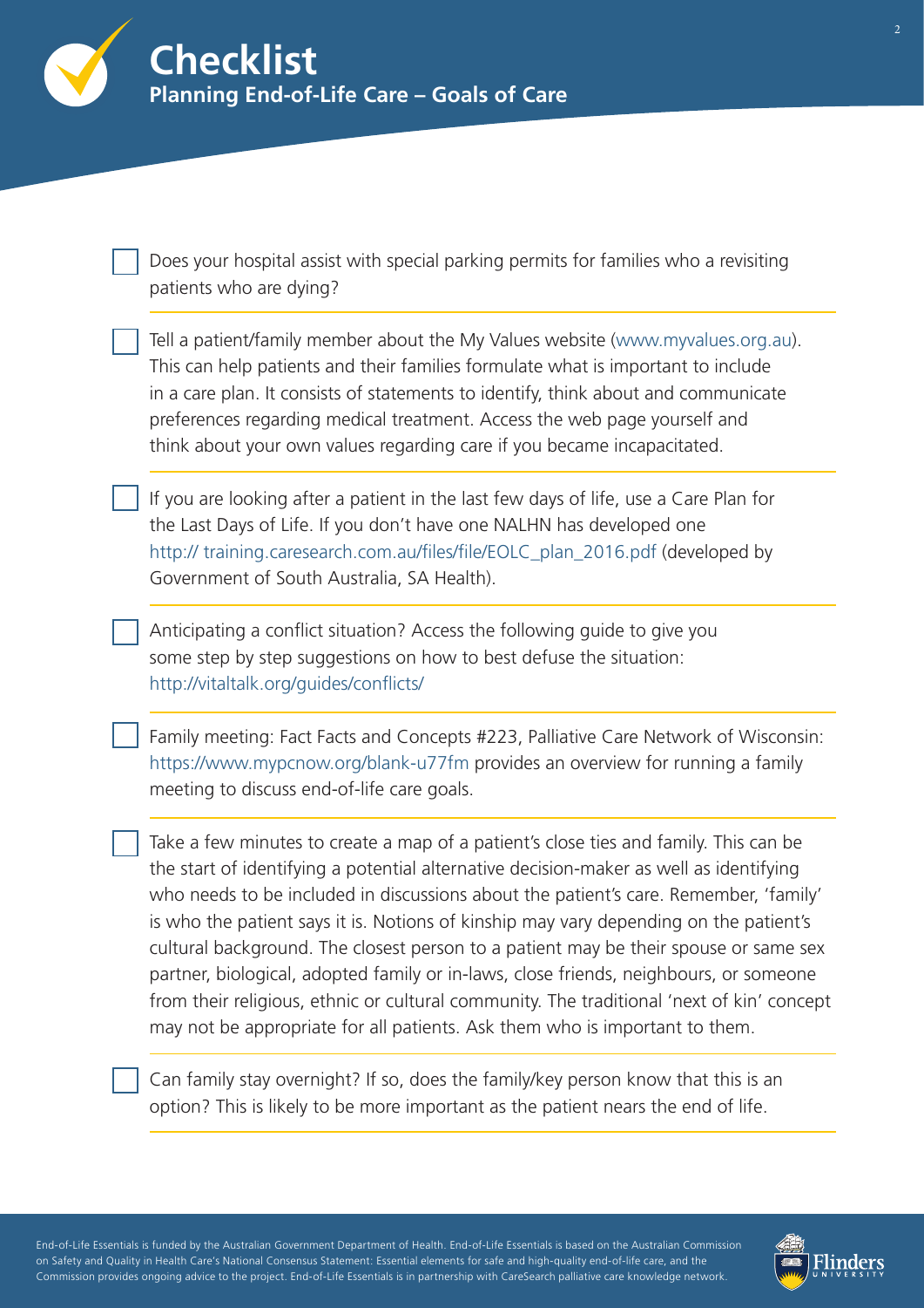# Checklist

## Planning End-of-Life Care – Goals of Care

- [ ] Does your hospital assist with special parking permits for families who a revisiting patients who are dying?

- [ ] Tell a patient/family member about the My Values website (www.myvalues.org.au). This can help patients and their families formulate what is important to include in a care plan. It consists of statements to identify, think about and communicate preferences regarding medical treatment. Access the web page yourself and think about your own values regarding care if you became incapacitated.

- [ ] If you are looking after a patient in the last few days of life, use a Care Plan for the Last Days of Life. If you don't have one NALHN has developed one http:// training.caresearch.com.au/files/file/EOLC_plan_2016.pdf (developed by Government of South Australia, SA Health).

- [ ] Anticipating a conflict situation? Access the following guide to give you some step by step suggestions on how to best defuse the situation: http://vitaltalk.org/guides/conflicts/

- [ ] Family meeting: Fact Facts and Concepts #223, Palliative Care Network of Wisconsin: https://www.mypcnow.org/blank-u77fm provides an overview for running a family meeting to discuss end-of-life care goals.

- [ ] Take a few minutes to create a map of a patient's close ties and family. This can be the start of identifying a potential alternative decision-maker as well as identifying who needs to be included in discussions about the patient's care. Remember, 'family' is who the patient says it is. Notions of kinship may vary depending on the patient's cultural background. The closest person to a patient may be their spouse or same sex partner, biological, adopted family or in-laws, close friends, neighbours, or someone from their religious, ethnic or cultural community. The traditional 'next of kin' concept may not be appropriate for all patients. Ask them who is important to them.

- [ ] Can family stay overnight? If so, does the family/key person know that this is an option? This is likely to be more important as the patient nears the end of life.

End-of-Life Essentials is funded by the Australian Government Department of Health. End-of-Life Essentials is based on the Australian Commission on Safety and Quality in Health Care's National Consensus Statement: Essential elements for safe and high-quality end-of-life care, and the Commission provides ongoing advice to the project. End-of-Life Essentials is in partnership with CareSearch palliative care knowledge network.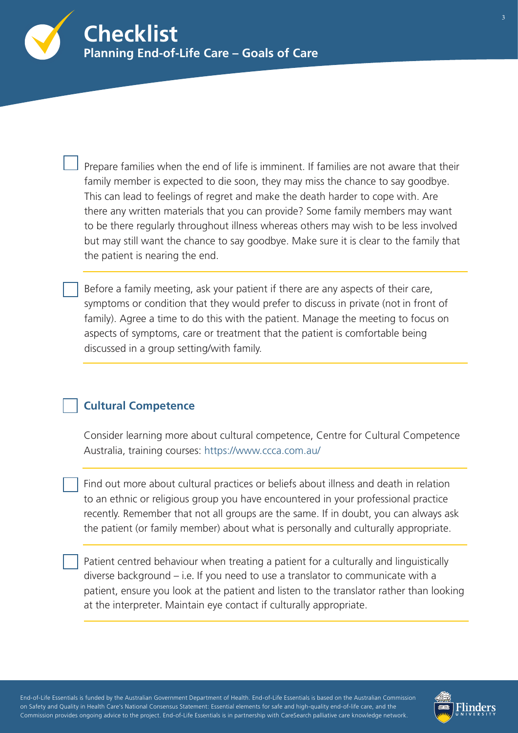# Checklist

## Planning End-of-Life Care – Goals of Care

- [ ] Prepare families when the end of life is imminent. If families are not aware that their family member is expected to die soon, they may miss the chance to say goodbye. This can lead to feelings of regret and make the death harder to cope with. Are there any written materials that you can provide? Some family members may want to be there regularly throughout illness whereas others may wish to be less involved but may still want the chance to say goodbye. Make sure it is clear to the family that the patient is nearing the end.

- [ ] Before a family meeting, ask your patient if there are any aspects of their care, symptoms or condition that they would prefer to discuss in private (not in front of family). Agree a time to do this with the patient. Manage the meeting to focus on aspects of symptoms, care or treatment that the patient is comfortable being discussed in a group setting/with family.

- [ ] **Cultural Competence**

  Consider learning more about cultural competence, Centre for Cultural Competence Australia, training courses: https://www.ccca.com.au/

- [ ] Find out more about cultural practices or beliefs about illness and death in relation to an ethnic or religious group you have encountered in your professional practice recently. Remember that not all groups are the same. If in doubt, you can always ask the patient (or family member) about what is personally and culturally appropriate.

- [ ] Patient centred behaviour when treating a patient for a culturally and linguistically diverse background – i.e. If you need to use a translator to communicate with a patient, ensure you look at the patient and listen to the translator rather than looking at the interpreter. Maintain eye contact if culturally appropriate.

End-of-Life Essentials is funded by the Australian Government Department of Health. End-of-Life Essentials is based on the Australian Commission on Safety and Quality in Health Care's National Consensus Statement: Essential elements for safe and high-quality end-of-life care, and the Commission provides ongoing advice to the project. End-of-Life Essentials is in partnership with CareSearch palliative care knowledge network.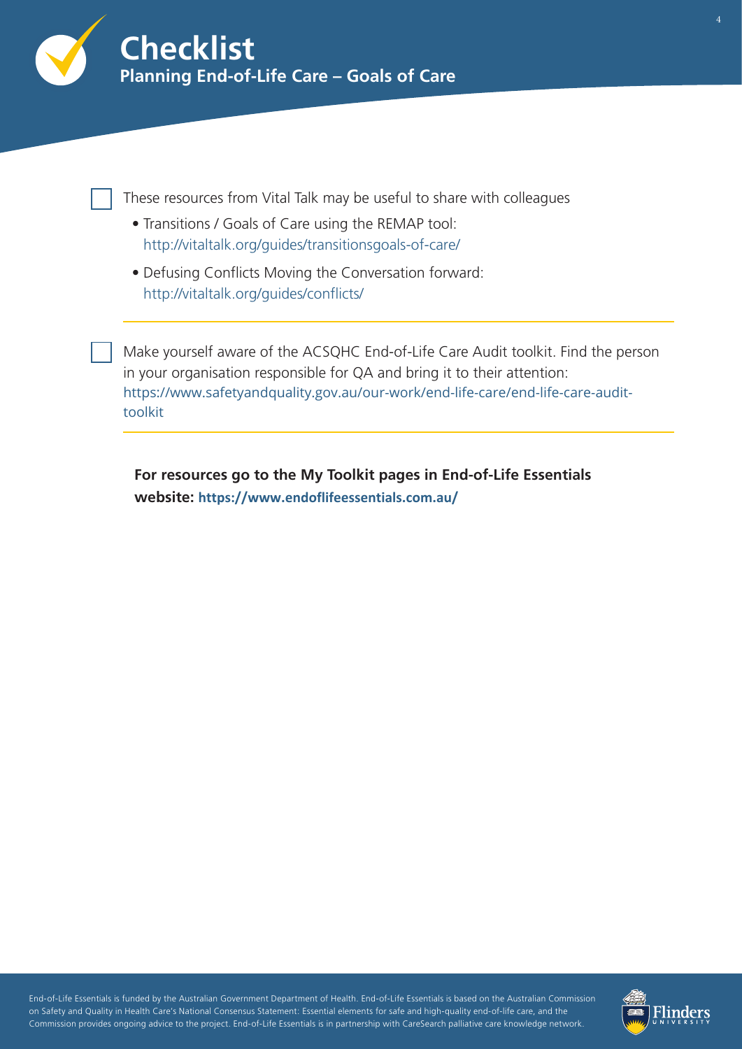# Checklist

## Planning End-of-Life Care – Goals of Care

- [ ] These resources from Vital Talk may be useful to share with colleagues
  - Transitions / Goals of Care using the REMAP tool: http://vitaltalk.org/guides/transitionsgoals-of-care/
  - Defusing Conflicts Moving the Conversation forward: http://vitaltalk.org/guides/conflicts/

---

- [ ] Make yourself aware of the ACSQHC End-of-Life Care Audit toolkit. Find the person in your organisation responsible for QA and bring it to their attention: https://www.safetyandquality.gov.au/our-work/end-life-care/end-life-care-audit-toolkit

---

**For resources go to the My Toolkit pages in End-of-Life Essentials website: https://www.endoflifeessentials.com.au/**

End-of-Life Essentials is funded by the Australian Government Department of Health. End-of-Life Essentials is based on the Australian Commission on Safety and Quality in Health Care's National Consensus Statement: Essential elements for safe and high-quality end-of-life care, and the Commission provides ongoing advice to the project. End-of-Life Essentials is in partnership with CareSearch palliative care knowledge network.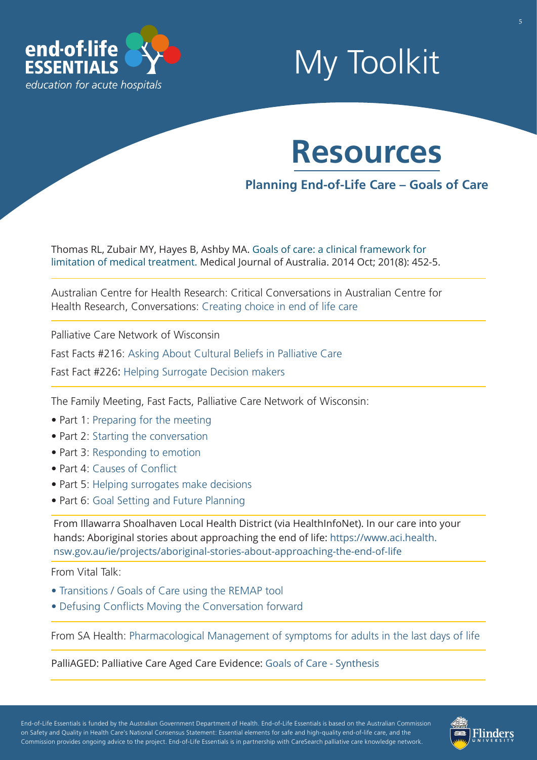# My Toolkit

## Resources

### Planning End-of-Life Care – Goals of Care

Thomas RL, Zubair MY, Hayes B, Ashby MA. Goals of care: a clinical framework for limitation of medical treatment. Medical Journal of Australia. 2014 Oct; 201(8): 452-5.

---

Australian Centre for Health Research: Critical Conversations in Australian Centre for Health Research, Conversations: Creating choice in end of life care

---

Palliative Care Network of Wisconsin

Fast Facts #216: Asking About Cultural Beliefs in Palliative Care

Fast Fact #226: Helping Surrogate Decision makers

---

The Family Meeting, Fast Facts, Palliative Care Network of Wisconsin:

- Part 1: Preparing for the meeting
- Part 2: Starting the conversation
- Part 3: Responding to emotion
- Part 4: Causes of Conflict
- Part 5: Helping surrogates make decisions
- Part 6: Goal Setting and Future Planning

---

From Illawarra Shoalhaven Local Health District (via HealthInfoNet). In our care into your hands: Aboriginal stories about approaching the end of life: https://www.aci.health.nsw.gov.au/ie/projects/aboriginal-stories-about-approaching-the-end-of-life

---

From Vital Talk:

- Transitions / Goals of Care using the REMAP tool
- Defusing Conflicts Moving the Conversation forward

---

From SA Health: Pharmacological Management of symptoms for adults in the last days of life

---

PalliAGED: Palliative Care Aged Care Evidence: Goals of Care - Synthesis

---

End-of-Life Essentials is funded by the Australian Government Department of Health. End-of-Life Essentials is based on the Australian Commission on Safety and Quality in Health Care's National Consensus Statement: Essential elements for safe and high-quality end-of-life care, and the Commission provides ongoing advice to the project. End-of-Life Essentials is in partnership with CareSearch palliative care knowledge network.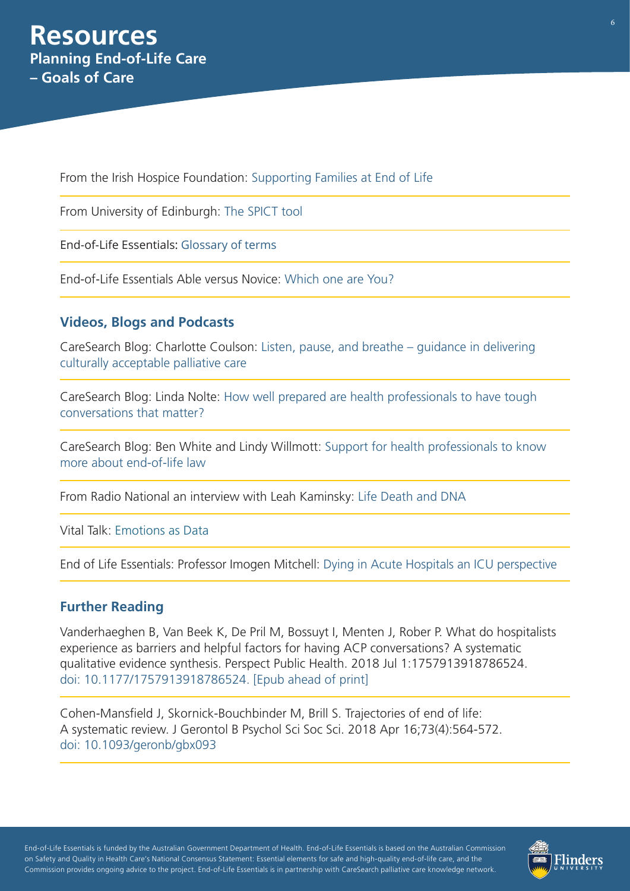# Resources

## Planning End-of-Life Care – Goals of Care

From the Irish Hospice Foundation: Supporting Families at End of Life

From University of Edinburgh: The SPICT tool

End-of-Life Essentials: Glossary of terms

End-of-Life Essentials Able versus Novice: Which one are You?

### Videos, Blogs and Podcasts

CareSearch Blog: Charlotte Coulson: Listen, pause, and breathe – guidance in delivering culturally acceptable palliative care

CareSearch Blog: Linda Nolte: How well prepared are health professionals to have tough conversations that matter?

CareSearch Blog: Ben White and Lindy Willmott: Support for health professionals to know more about end-of-life law

From Radio National an interview with Leah Kaminsky: Life Death and DNA

Vital Talk: Emotions as Data

End of Life Essentials: Professor Imogen Mitchell: Dying in Acute Hospitals an ICU perspective

### Further Reading

Vanderhaeghen B, Van Beek K, De Pril M, Bossuyt I, Menten J, Rober P. What do hospitalists experience as barriers and helpful factors for having ACP conversations? A systematic qualitative evidence synthesis. Perspect Public Health. 2018 Jul 1:1757913918786524. doi: 10.1177/1757913918786524. [Epub ahead of print]

Cohen-Mansfield J, Skornick-Bouchbinder M, Brill S. Trajectories of end of life: A systematic review. J Gerontol B Psychol Sci Soc Sci. 2018 Apr 16;73(4):564-572. doi: 10.1093/geronb/gbx093

End-of-Life Essentials is funded by the Australian Government Department of Health. End-of-Life Essentials is based on the Australian Commission on Safety and Quality in Health Care's National Consensus Statement: Essential elements for safe and high-quality end-of-life care, and the Commission provides ongoing advice to the project. End-of-Life Essentials is in partnership with CareSearch palliative care knowledge network.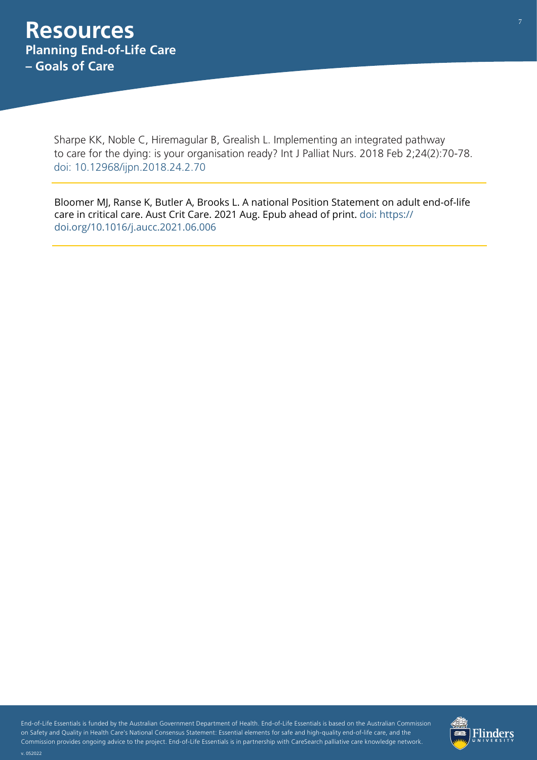# Resources

## Planning End-of-Life Care – Goals of Care

Sharpe KK, Noble C, Hiremagular B, Grealish L. Implementing an integrated pathway to care for the dying: is your organisation ready? Int J Palliat Nurs. 2018 Feb 2;24(2):70-78. doi: 10.12968/ijpn.2018.24.2.70

---

Bloomer MJ, Ranse K, Butler A, Brooks L. A national Position Statement on adult end-of-life care in critical care. Aust Crit Care. 2021 Aug. Epub ahead of print. doi: https://doi.org/10.1016/j.aucc.2021.06.006

---

End-of-Life Essentials is funded by the Australian Government Department of Health. End-of-Life Essentials is based on the Australian Commission on Safety and Quality in Health Care's National Consensus Statement: Essential elements for safe and high-quality end-of-life care, and the Commission provides ongoing advice to the project. End-of-Life Essentials is in partnership with CareSearch palliative care knowledge network.

v. 052022